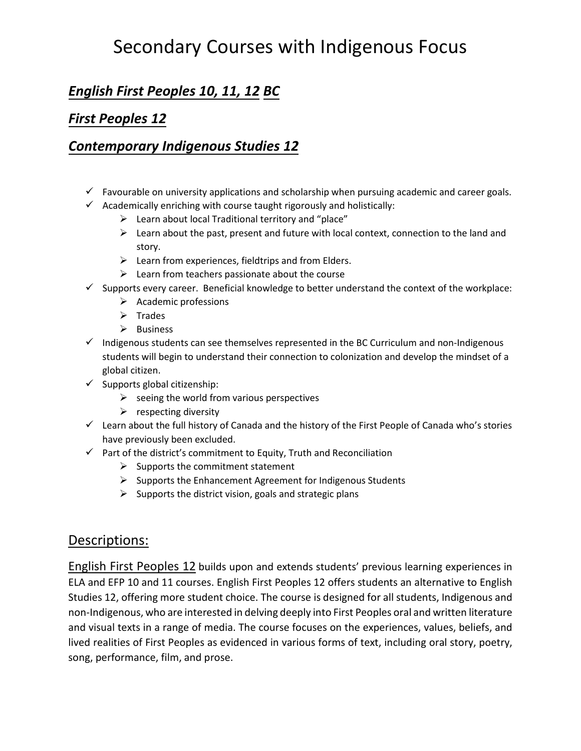# Secondary Courses with Indigenous Focus

## ***English First Peoples 10, 11, 12 BC***

## ***First Peoples 12***

## ***Contemporary Indigenous Studies 12***

- ✓ Favourable on university applications and scholarship when pursuing academic and career goals.
- ✓ Academically enriching with course taught rigorously and holistically:
  - ➢ Learn about local Traditional territory and "place"
  - ➢ Learn about the past, present and future with local context, connection to the land and story.
  - ➢ Learn from experiences, fieldtrips and from Elders.
  - ➢ Learn from teachers passionate about the course
- ✓ Supports every career. Beneficial knowledge to better understand the context of the workplace:
  - ➢ Academic professions
  - ➢ Trades
  - ➢ Business
- ✓ Indigenous students can see themselves represented in the BC Curriculum and non-Indigenous students will begin to understand their connection to colonization and develop the mindset of a global citizen.
- ✓ Supports global citizenship:
  - ➢ seeing the world from various perspectives
  - ➢ respecting diversity
- ✓ Learn about the full history of Canada and the history of the First People of Canada who's stories have previously been excluded.
- ✓ Part of the district's commitment to Equity, Truth and Reconciliation
  - ➢ Supports the commitment statement
  - ➢ Supports the Enhancement Agreement for Indigenous Students
  - ➢ Supports the district vision, goals and strategic plans

## Descriptions:

English First Peoples 12 builds upon and extends students' previous learning experiences in ELA and EFP 10 and 11 courses. English First Peoples 12 offers students an alternative to English Studies 12, offering more student choice. The course is designed for all students, Indigenous and non-Indigenous, who are interested in delving deeply into First Peoples oral and written literature and visual texts in a range of media. The course focuses on the experiences, values, beliefs, and lived realities of First Peoples as evidenced in various forms of text, including oral story, poetry, song, performance, film, and prose.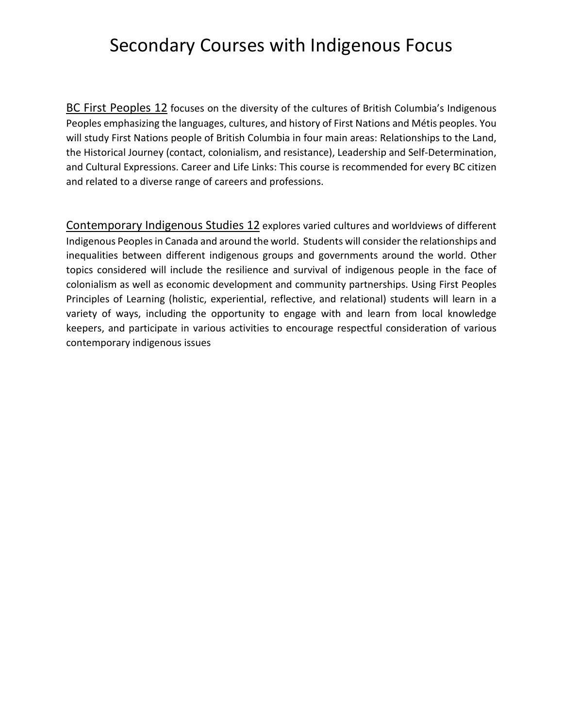# Secondary Courses with Indigenous Focus

<u>BC First Peoples 12</u> focuses on the diversity of the cultures of British Columbia's Indigenous Peoples emphasizing the languages, cultures, and history of First Nations and Métis peoples. You will study First Nations people of British Columbia in four main areas: Relationships to the Land, the Historical Journey (contact, colonialism, and resistance), Leadership and Self-Determination, and Cultural Expressions. Career and Life Links: This course is recommended for every BC citizen and related to a diverse range of careers and professions.

<u>Contemporary Indigenous Studies 12</u> explores varied cultures and worldviews of different Indigenous Peoples in Canada and around the world. Students will consider the relationships and inequalities between different indigenous groups and governments around the world. Other topics considered will include the resilience and survival of indigenous people in the face of colonialism as well as economic development and community partnerships. Using First Peoples Principles of Learning (holistic, experiential, reflective, and relational) students will learn in a variety of ways, including the opportunity to engage with and learn from local knowledge keepers, and participate in various activities to encourage respectful consideration of various contemporary indigenous issues